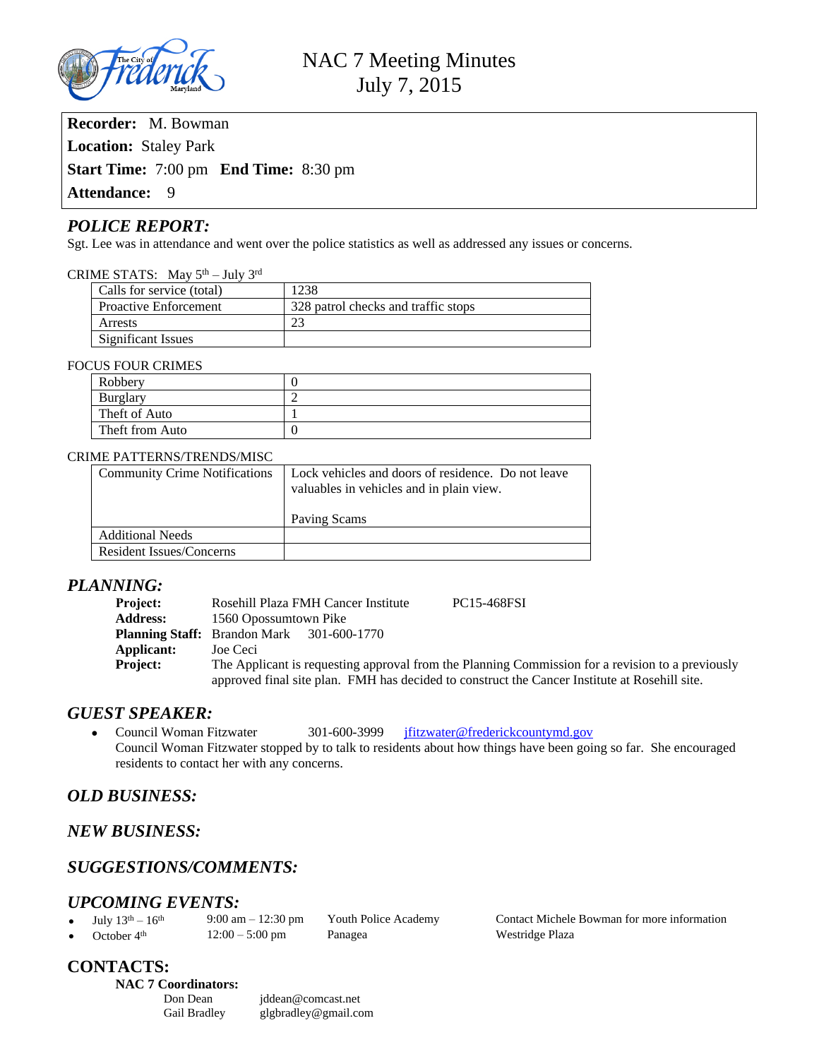# NAC 7 Meeting Minutes
## July 7, 2015

**Recorder:** M. Bowman

**Location:** Staley Park

**Start Time:** 7:00 pm **End Time:** 8:30 pm

**Attendance:** 9

## *POLICE REPORT:*

Sgt. Lee was in attendance and went over the police statistics as well as addressed any issues or concerns.

CRIME STATS: May 5th – July 3rd

| | |
|---|---|
| Calls for service (total) | 1238 |
| Proactive Enforcement | 328 patrol checks and traffic stops |
| Arrests | 23 |
| Significant Issues | |

FOCUS FOUR CRIMES

| | |
|---|---|
| Robbery | 0 |
| Burglary | 2 |
| Theft of Auto | 1 |
| Theft from Auto | 0 |

CRIME PATTERNS/TRENDS/MISC

| | |
|---|---|
| Community Crime Notifications | Lock vehicles and doors of residence. Do not leave valuables in vehicles and in plain view.<br><br>Paving Scams |
| Additional Needs | |
| Resident Issues/Concerns | |

## *PLANNING:*

**Project:** Rosehill Plaza FMH Cancer Institute PC15-468FSI
**Address:** 1560 Opossumtown Pike
**Planning Staff:** Brandon Mark 301-600-1770
**Applicant:** Joe Ceci
**Project:** The Applicant is requesting approval from the Planning Commission for a revision to a previously approved final site plan. FMH has decided to construct the Cancer Institute at Rosehill site.

## *GUEST SPEAKER:*

- Council Woman Fitzwater 301-600-3999 jfitzwater@frederickcountymd.gov
  Council Woman Fitzwater stopped by to talk to residents about how things have been going so far. She encouraged residents to contact her with any concerns.

## *OLD BUSINESS:*

## *NEW BUSINESS:*

## *SUGGESTIONS/COMMENTS:*

## *UPCOMING EVENTS:*

- July 13th – 16th 9:00 am – 12:30 pm Youth Police Academy Contact Michele Bowman for more information
- October 4th 12:00 – 5:00 pm Panagea Westridge Plaza

## CONTACTS:

**NAC 7 Coordinators:**

Don Dean jddean@comcast.net
Gail Bradley glgbradley@gmail.com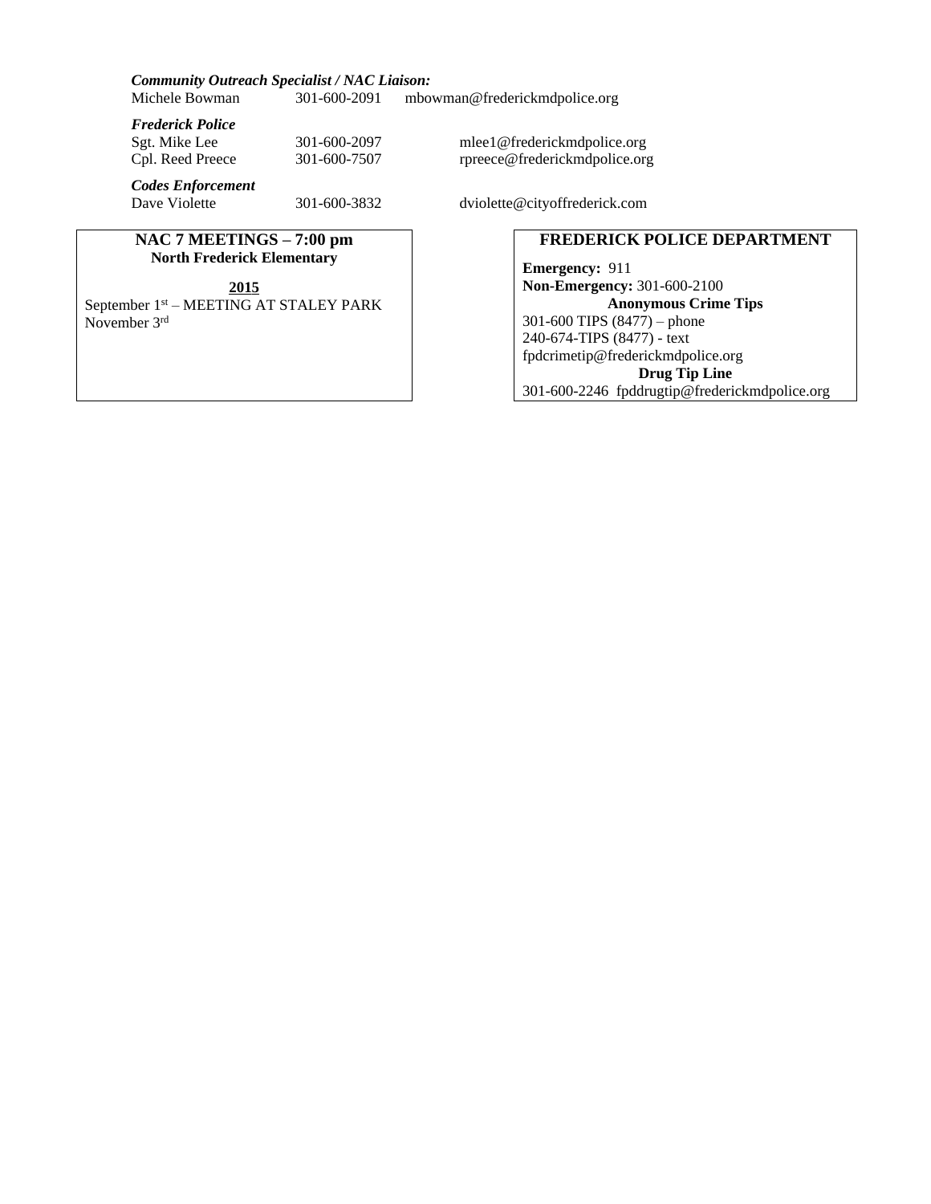***Community Outreach Specialist / NAC Liaison:***

Michele Bowman 301-600-2091 mbowman@frederickmdpolice.org

***Frederick Police***

Sgt. Mike Lee 301-600-2097 mlee1@frederickmdpolice.org

Cpl. Reed Preece 301-600-7507 rpreece@frederickmdpolice.org

***Codes Enforcement***

Dave Violette 301-600-3832 dviolette@cityoffrederick.com

**NAC 7 MEETINGS – 7:00 pm**

**North Frederick Elementary**

**2015**

September 1st – MEETING AT STALEY PARK

November 3rd

**FREDERICK POLICE DEPARTMENT**

**Emergency:** 911

**Non-Emergency:** 301-600-2100

**Anonymous Crime Tips**

301-600 TIPS (8477) – phone

240-674-TIPS (8477) - text

fpdcrimetip@frederickmdpolice.org

**Drug Tip Line**

301-600-2246 fpddrugtip@frederickmdpolice.org